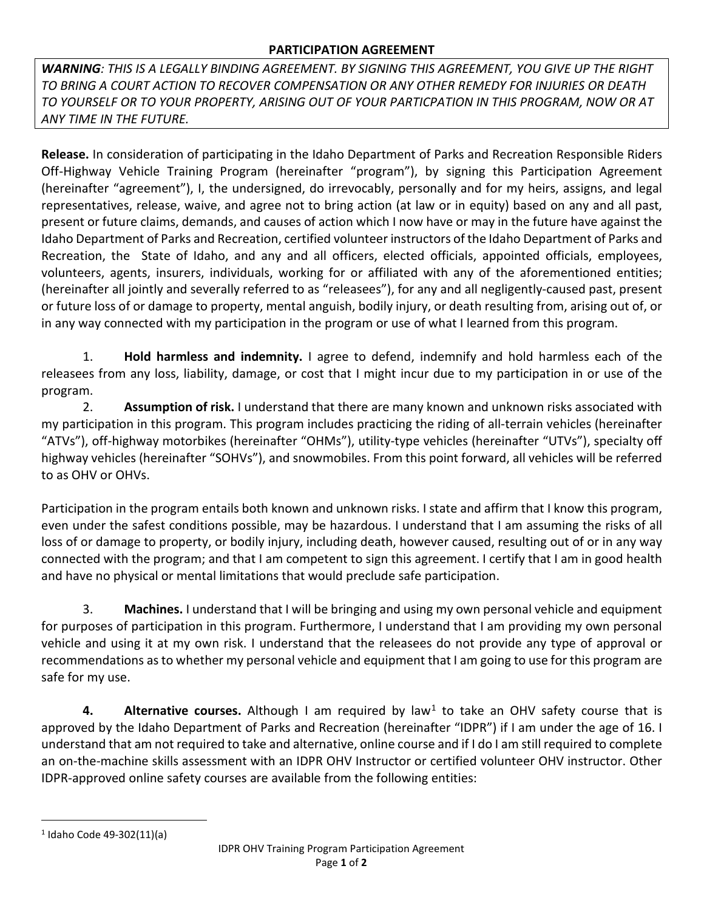## PARTICIPATION AGREEMENT

***WARNING**: THIS IS A LEGALLY BINDING AGREEMENT. BY SIGNING THIS AGREEMENT, YOU GIVE UP THE RIGHT TO BRING A COURT ACTION TO RECOVER COMPENSATION OR ANY OTHER REMEDY FOR INJURIES OR DEATH TO YOURSELF OR TO YOUR PROPERTY, ARISING OUT OF YOUR PARTICPATION IN THIS PROGRAM, NOW OR AT ANY TIME IN THE FUTURE.*

**Release.** In consideration of participating in the Idaho Department of Parks and Recreation Responsible Riders Off-Highway Vehicle Training Program (hereinafter "program"), by signing this Participation Agreement (hereinafter "agreement"), I, the undersigned, do irrevocably, personally and for my heirs, assigns, and legal representatives, release, waive, and agree not to bring action (at law or in equity) based on any and all past, present or future claims, demands, and causes of action which I now have or may in the future have against the Idaho Department of Parks and Recreation, certified volunteer instructors of the Idaho Department of Parks and Recreation, the State of Idaho, and any and all officers, elected officials, appointed officials, employees, volunteers, agents, insurers, individuals, working for or affiliated with any of the aforementioned entities; (hereinafter all jointly and severally referred to as "releasees"), for any and all negligently-caused past, present or future loss of or damage to property, mental anguish, bodily injury, or death resulting from, arising out of, or in any way connected with my participation in the program or use of what I learned from this program.

1. **Hold harmless and indemnity.** I agree to defend, indemnify and hold harmless each of the releasees from any loss, liability, damage, or cost that I might incur due to my participation in or use of the program.
2. **Assumption of risk.** I understand that there are many known and unknown risks associated with my participation in this program. This program includes practicing the riding of all-terrain vehicles (hereinafter "ATVs"), off-highway motorbikes (hereinafter "OHMs"), utility-type vehicles (hereinafter "UTVs"), specialty off highway vehicles (hereinafter "SOHVs"), and snowmobiles. From this point forward, all vehicles will be referred to as OHV or OHVs.

Participation in the program entails both known and unknown risks. I state and affirm that I know this program, even under the safest conditions possible, may be hazardous. I understand that I am assuming the risks of all loss of or damage to property, or bodily injury, including death, however caused, resulting out of or in any way connected with the program; and that I am competent to sign this agreement. I certify that I am in good health and have no physical or mental limitations that would preclude safe participation.

3. **Machines.** I understand that I will be bringing and using my own personal vehicle and equipment for purposes of participation in this program. Furthermore, I understand that I am providing my own personal vehicle and using it at my own risk. I understand that the releasees do not provide any type of approval or recommendations as to whether my personal vehicle and equipment that I am going to use for this program are safe for my use.

4. **Alternative courses.** Although I am required by law[1] to take an OHV safety course that is approved by the Idaho Department of Parks and Recreation (hereinafter "IDPR") if I am under the age of 16. I understand that am not required to take and alternative, online course and if I do I am still required to complete an on-the-machine skills assessment with an IDPR OHV Instructor or certified volunteer OHV instructor. Other IDPR-approved online safety courses are available from the following entities:

[1] Idaho Code 49-302(11)(a)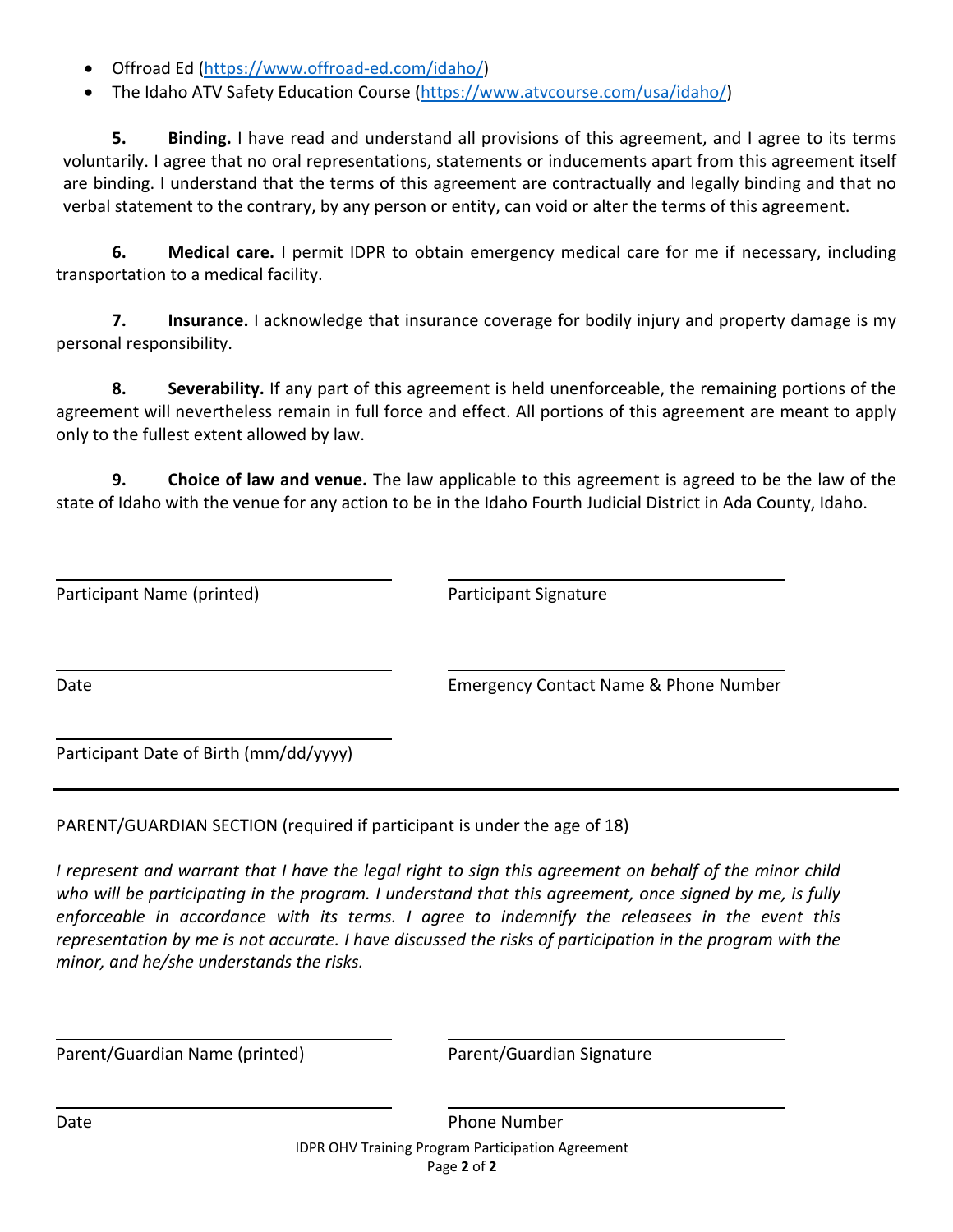- Offroad Ed (https://www.offroad-ed.com/idaho/)
- The Idaho ATV Safety Education Course (https://www.atvcourse.com/usa/idaho/)

**5. Binding.** I have read and understand all provisions of this agreement, and I agree to its terms voluntarily. I agree that no oral representations, statements or inducements apart from this agreement itself are binding. I understand that the terms of this agreement are contractually and legally binding and that no verbal statement to the contrary, by any person or entity, can void or alter the terms of this agreement.

**6. Medical care.** I permit IDPR to obtain emergency medical care for me if necessary, including transportation to a medical facility.

**7. Insurance.** I acknowledge that insurance coverage for bodily injury and property damage is my personal responsibility.

**8. Severability.** If any part of this agreement is held unenforceable, the remaining portions of the agreement will nevertheless remain in full force and effect. All portions of this agreement are meant to apply only to the fullest extent allowed by law.

**9. Choice of law and venue.** The law applicable to this agreement is agreed to be the law of the state of Idaho with the venue for any action to be in the Idaho Fourth Judicial District in Ada County, Idaho.

______________________________ ______________________________
Participant Name (printed) Participant Signature

______________________________ ______________________________
Date Emergency Contact Name & Phone Number

______________________________
Participant Date of Birth (mm/dd/yyyy)

---

PARENT/GUARDIAN SECTION (required if participant is under the age of 18)

*I represent and warrant that I have the legal right to sign this agreement on behalf of the minor child who will be participating in the program. I understand that this agreement, once signed by me, is fully enforceable in accordance with its terms. I agree to indemnify the releasees in the event this representation by me is not accurate. I have discussed the risks of participation in the program with the minor, and he/she understands the risks.*

______________________________ ______________________________
Parent/Guardian Name (printed) Parent/Guardian Signature

______________________________ ______________________________
Date Phone Number